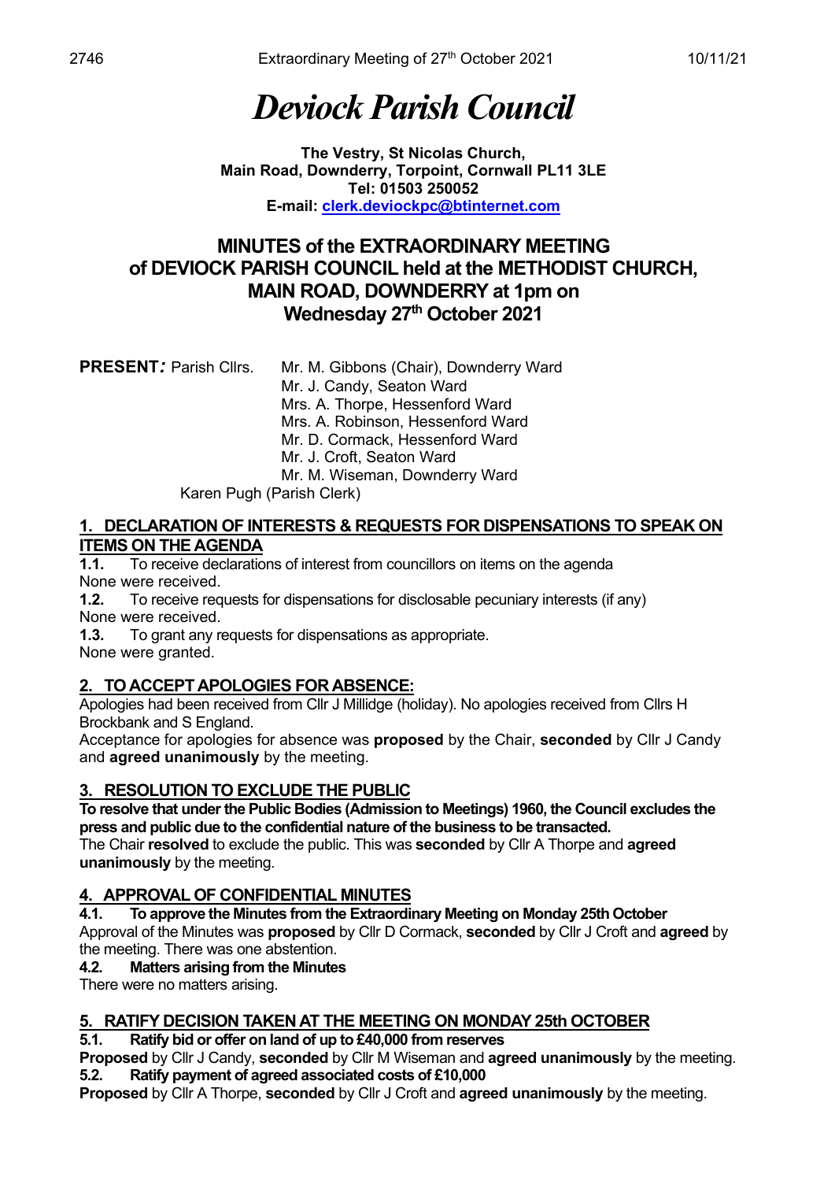# *Deviock Parish Council*

**The Vestry, St Nicolas Church,**
**Main Road, Downderry, Torpoint, Cornwall PL11 3LE**
**Tel: 01503 250052**
**E-mail: clerk.deviockpc@btinternet.com**

## MINUTES of the EXTRAORDINARY MEETING of DEVIOCK PARISH COUNCIL held at the METHODIST CHURCH, MAIN ROAD, DOWNDERRY at 1pm on Wednesday 27th October 2021

**PRESENT*:*** Parish Cllrs.
Mr. M. Gibbons (Chair), Downderry Ward
Mr. J. Candy, Seaton Ward
Mrs. A. Thorpe, Hessenford Ward
Mrs. A. Robinson, Hessenford Ward
Mr. D. Cormack, Hessenford Ward
Mr. J. Croft, Seaton Ward
Mr. M. Wiseman, Downderry Ward
Karen Pugh (Parish Clerk)

### 1. DECLARATION OF INTERESTS & REQUESTS FOR DISPENSATIONS TO SPEAK ON ITEMS ON THE AGENDA

**1.1.** To receive declarations of interest from councillors on items on the agenda
None were received.
**1.2.** To receive requests for dispensations for disclosable pecuniary interests (if any)
None were received.
**1.3.** To grant any requests for dispensations as appropriate.
None were granted.

### 2. TO ACCEPT APOLOGIES FOR ABSENCE:

Apologies had been received from Cllr J Millidge (holiday). No apologies received from Cllrs H Brockbank and S England.
Acceptance for apologies for absence was **proposed** by the Chair, **seconded** by Cllr J Candy and **agreed unanimously** by the meeting.

### 3. RESOLUTION TO EXCLUDE THE PUBLIC

**To resolve that under the Public Bodies (Admission to Meetings) 1960, the Council excludes the press and public due to the confidential nature of the business to be transacted.**
The Chair **resolved** to exclude the public. This was **seconded** by Cllr A Thorpe and **agreed unanimously** by the meeting.

### 4. APPROVAL OF CONFIDENTIAL MINUTES

**4.1. To approve the Minutes from the Extraordinary Meeting on Monday 25th October**
Approval of the Minutes was **proposed** by Cllr D Cormack, **seconded** by Cllr J Croft and **agreed** by the meeting. There was one abstention.
**4.2. Matters arising from the Minutes**
There were no matters arising.

### 5. RATIFY DECISION TAKEN AT THE MEETING ON MONDAY 25th OCTOBER

**5.1. Ratify bid or offer on land of up to £40,000 from reserves**
**Proposed** by Cllr J Candy, **seconded** by Cllr M Wiseman and **agreed unanimously** by the meeting.
**5.2. Ratify payment of agreed associated costs of £10,000**
**Proposed** by Cllr A Thorpe, **seconded** by Cllr J Croft and **agreed unanimously** by the meeting.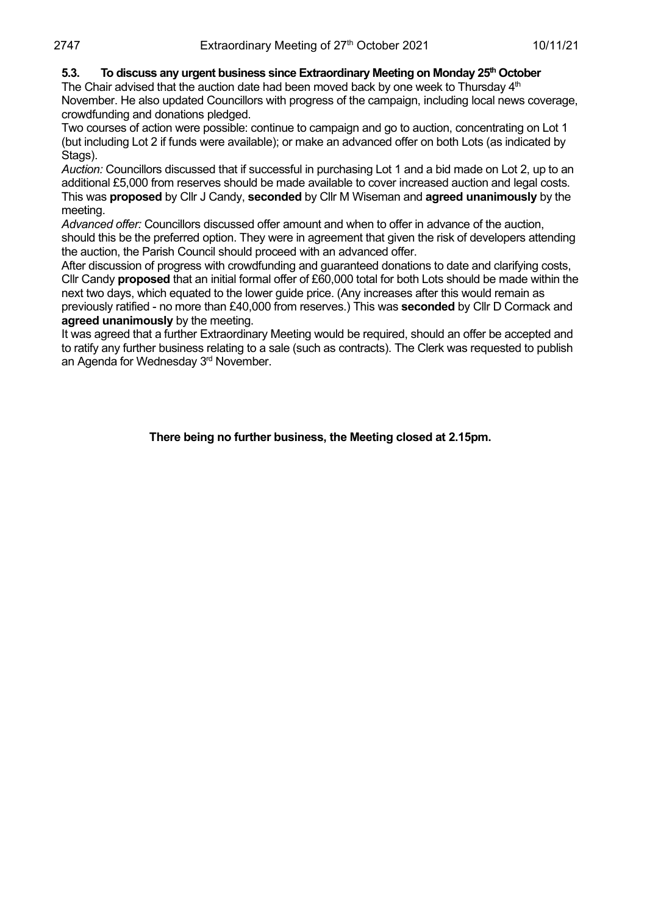**5.3. To discuss any urgent business since Extraordinary Meeting on Monday 25th October**

The Chair advised that the auction date had been moved back by one week to Thursday 4th November. He also updated Councillors with progress of the campaign, including local news coverage, crowdfunding and donations pledged.

Two courses of action were possible: continue to campaign and go to auction, concentrating on Lot 1 (but including Lot 2 if funds were available); or make an advanced offer on both Lots (as indicated by Stags).

*Auction:* Councillors discussed that if successful in purchasing Lot 1 and a bid made on Lot 2, up to an additional £5,000 from reserves should be made available to cover increased auction and legal costs. This was **proposed** by Cllr J Candy, **seconded** by Cllr M Wiseman and **agreed unanimously** by the meeting.

*Advanced offer:* Councillors discussed offer amount and when to offer in advance of the auction, should this be the preferred option. They were in agreement that given the risk of developers attending the auction, the Parish Council should proceed with an advanced offer.

After discussion of progress with crowdfunding and guaranteed donations to date and clarifying costs, Cllr Candy **proposed** that an initial formal offer of £60,000 total for both Lots should be made within the next two days, which equated to the lower guide price. (Any increases after this would remain as previously ratified - no more than £40,000 from reserves.) This was **seconded** by Cllr D Cormack and **agreed unanimously** by the meeting.

It was agreed that a further Extraordinary Meeting would be required, should an offer be accepted and to ratify any further business relating to a sale (such as contracts). The Clerk was requested to publish an Agenda for Wednesday 3rd November.

**There being no further business, the Meeting closed at 2.15pm.**